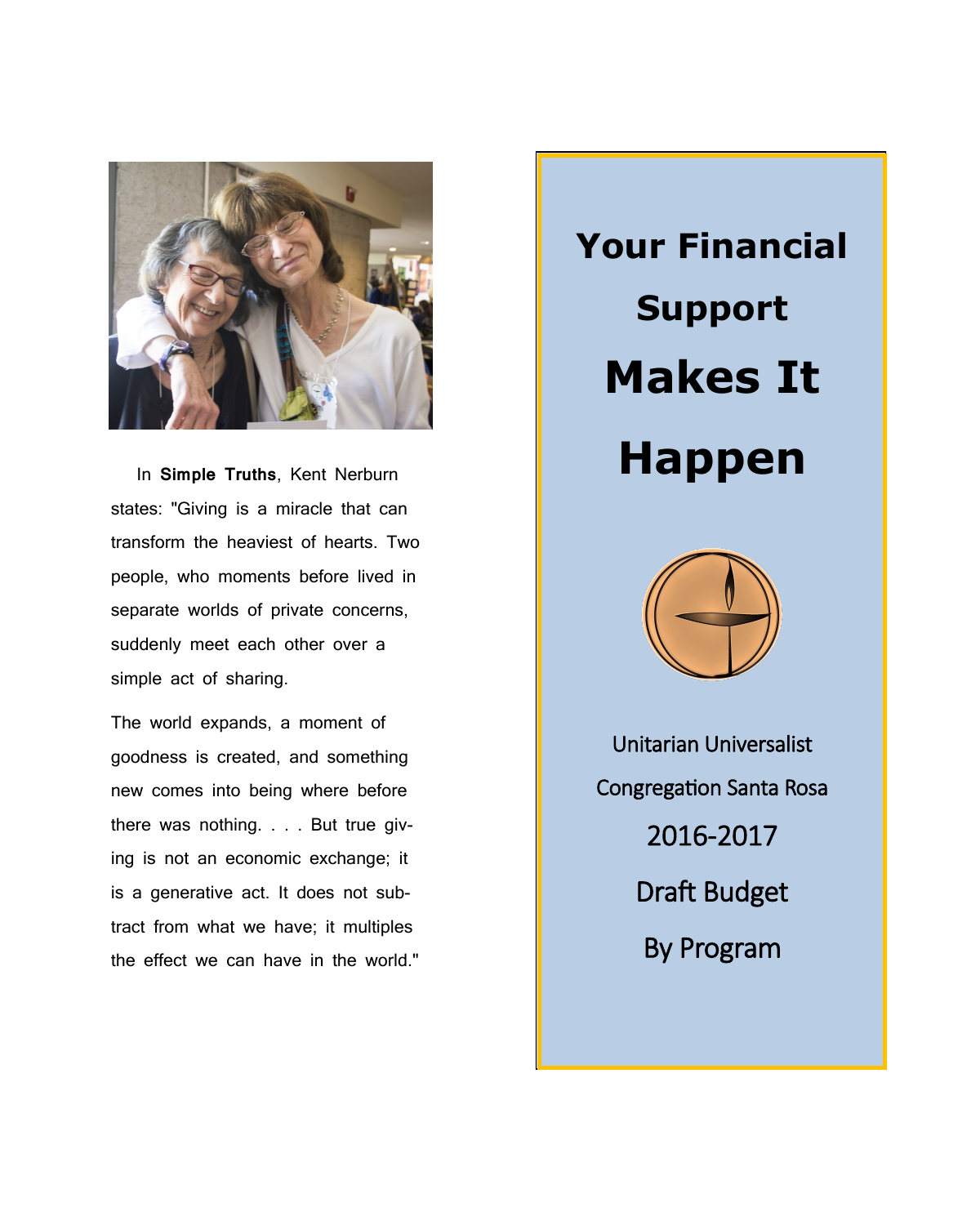In **Simple Truths**, Kent Nerburn states: "Giving is a miracle that can transform the heaviest of hearts. Two people, who moments before lived in separate worlds of private concerns, suddenly meet each other over a simple act of sharing.

The world expands, a moment of goodness is created, and something new comes into being where before there was nothing. . . . But true giving is not an economic exchange; it is a generative act. It does not subtract from what we have; it multiplies the effect we can have in the world."

# Your Financial Support Makes It Happen

Unitarian Universalist Congregation Santa Rosa

2016-2017

Draft Budget

By Program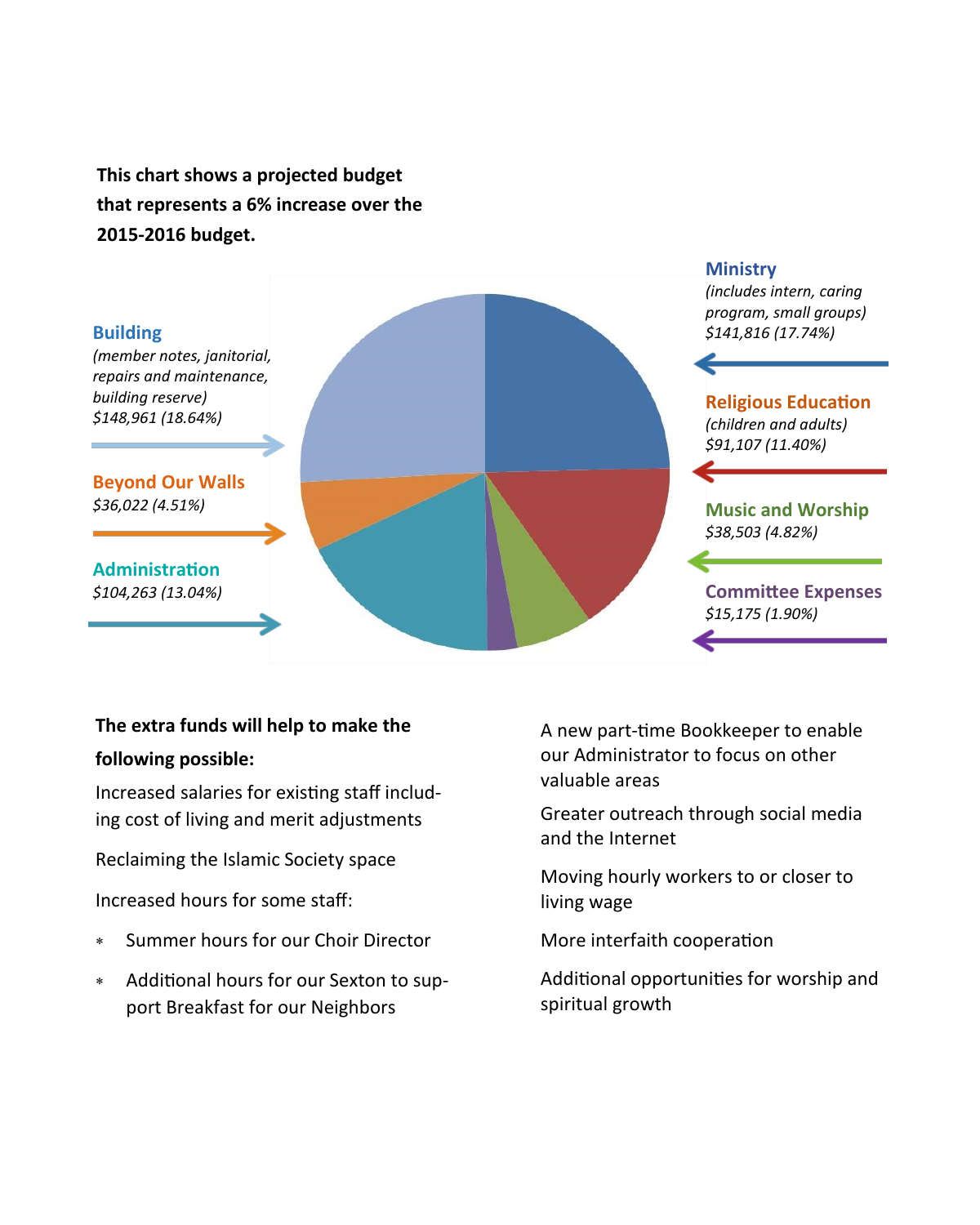**This chart shows a projected budget that represents a 6% increase over the 2015-2016 budget.**

**Building**
*(member notes, janitorial, repairs and maintenance, building reserve)*
*$148,961 (18.64%)*

**Beyond Our Walls**
*$36,022 (4.51%)*

**Administration**
*$104,263 (13.04%)*

**Ministry**
*(includes intern, caring program, small groups)*
*$141,816 (17.74%)*

**Religious Education**
*(children and adults)*
*$91,107 (11.40%)*

**Music and Worship**
*$38,503 (4.82%)*

**Committee Expenses**
*$15,175 (1.90%)*

**The extra funds will help to make the following possible:**

Increased salaries for existing staff including cost of living and merit adjustments

Reclaiming the Islamic Society space

Increased hours for some staff:

- Summer hours for our Choir Director
- Additional hours for our Sexton to support Breakfast for our Neighbors

A new part-time Bookkeeper to enable our Administrator to focus on other valuable areas

Greater outreach through social media and the Internet

Moving hourly workers to or closer to living wage

More interfaith cooperation

Additional opportunities for worship and spiritual growth